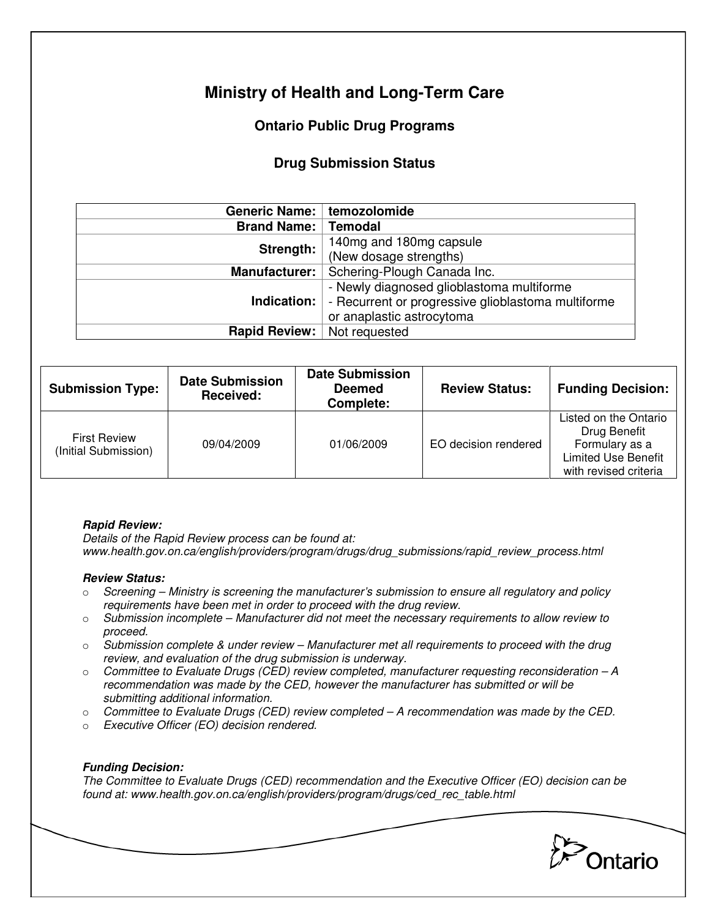# Ministry of Health and Long-Term Care

## Ontario Public Drug Programs

## Drug Submission Status

| | |
|---|---|
| **Generic Name:** | **temozolomide** |
| **Brand Name:** | **Temodal** |
| **Strength:** | 140mg and 180mg capsule (New dosage strengths) |
| **Manufacturer:** | Schering-Plough Canada Inc. |
| **Indication:** | - Newly diagnosed glioblastoma multiforme<br>- Recurrent or progressive glioblastoma multiforme or anaplastic astrocytoma |
| **Rapid Review:** | Not requested |

| Submission Type: | Date Submission Received: | Date Submission Deemed Complete: | Review Status: | Funding Decision: |
|---|---|---|---|---|
| First Review (Initial Submission) | 09/04/2009 | 01/06/2009 | EO decision rendered | Listed on the Ontario Drug Benefit Formulary as a Limited Use Benefit with revised criteria |

***Rapid Review:***

*Details of the Rapid Review process can be found at: www.health.gov.on.ca/english/providers/program/drugs/drug_submissions/rapid_review_process.html*

***Review Status:***

- *Screening – Ministry is screening the manufacturer's submission to ensure all regulatory and policy requirements have been met in order to proceed with the drug review.*
- *Submission incomplete – Manufacturer did not meet the necessary requirements to allow review to proceed.*
- *Submission complete & under review – Manufacturer met all requirements to proceed with the drug review, and evaluation of the drug submission is underway.*
- *Committee to Evaluate Drugs (CED) review completed, manufacturer requesting reconsideration – A recommendation was made by the CED, however the manufacturer has submitted or will be submitting additional information.*
- *Committee to Evaluate Drugs (CED) review completed – A recommendation was made by the CED.*
- *Executive Officer (EO) decision rendered.*

***Funding Decision:***

*The Committee to Evaluate Drugs (CED) recommendation and the Executive Officer (EO) decision can be found at: www.health.gov.on.ca/english/providers/program/drugs/ced_rec_table.html*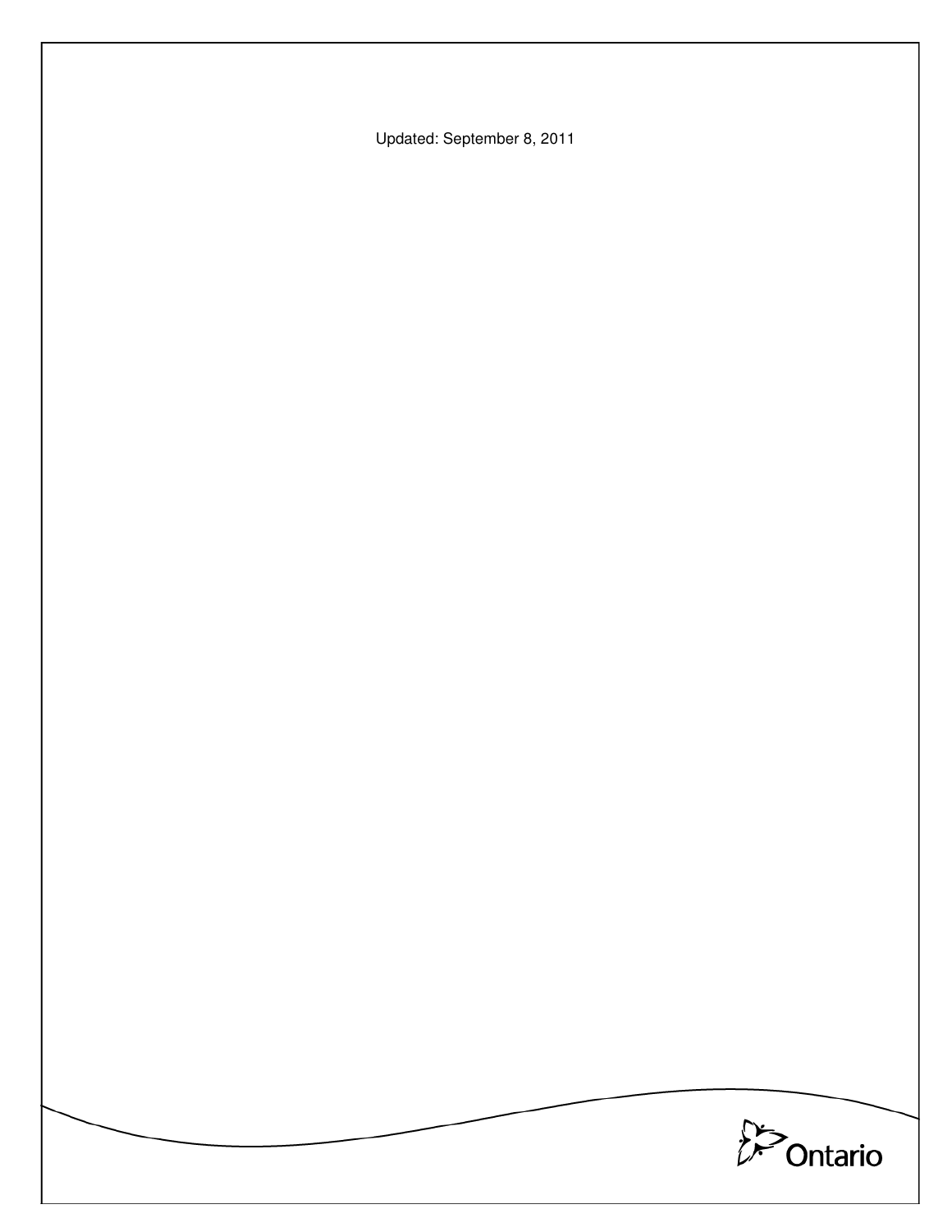Updated: September 8, 2011